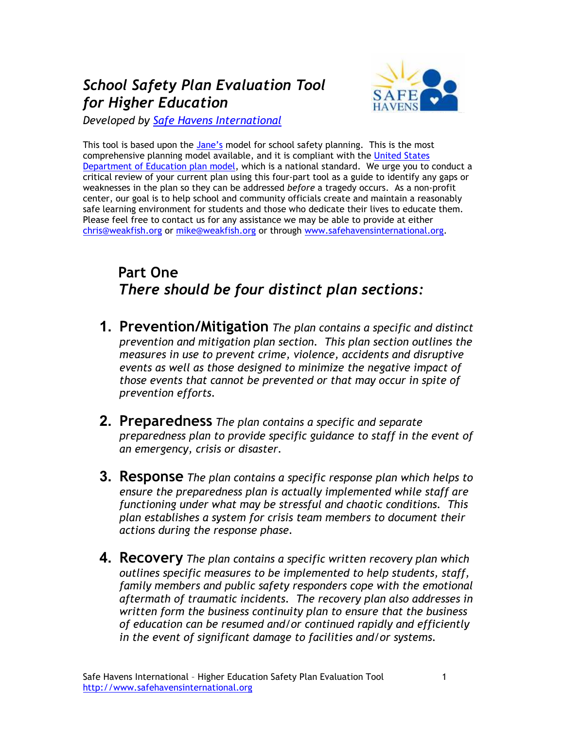# *School Safety Plan Evaluation Tool for Higher Education*

*Developed by Safe Havens International*

This tool is based upon the Jane's model for school safety planning. This is the most comprehensive planning model available, and it is compliant with the United States Department of Education plan model, which is a national standard. We urge you to conduct a critical review of your current plan using this four-part tool as a guide to identify any gaps or weaknesses in the plan so they can be addressed *before* a tragedy occurs. As a non-profit center, our goal is to help school and community officials create and maintain a reasonably safe learning environment for students and those who dedicate their lives to educate them. Please feel free to contact us for any assistance we may be able to provide at either chris@weakfish.org or mike@weakfish.org or through www.safehavensinternational.org.

## Part One

## *There should be four distinct plan sections:*

1. **Prevention/Mitigation** *The plan contains a specific and distinct prevention and mitigation plan section. This plan section outlines the measures in use to prevent crime, violence, accidents and disruptive events as well as those designed to minimize the negative impact of those events that cannot be prevented or that may occur in spite of prevention efforts.*

2. **Preparedness** *The plan contains a specific and separate preparedness plan to provide specific guidance to staff in the event of an emergency, crisis or disaster.*

3. **Response** *The plan contains a specific response plan which helps to ensure the preparedness plan is actually implemented while staff are functioning under what may be stressful and chaotic conditions. This plan establishes a system for crisis team members to document their actions during the response phase.*

4. **Recovery** *The plan contains a specific written recovery plan which outlines specific measures to be implemented to help students, staff, family members and public safety responders cope with the emotional aftermath of traumatic incidents. The recovery plan also addresses in written form the business continuity plan to ensure that the business of education can be resumed and/or continued rapidly and efficiently in the event of significant damage to facilities and/or systems.*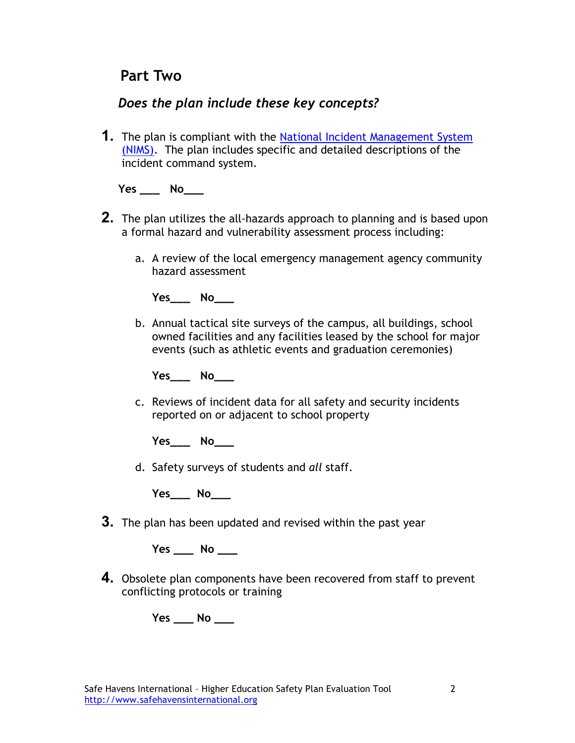## Part Two

***Does the plan include these key concepts?***

1. The plan is compliant with the [National Incident Management System (NIMS)](). The plan includes specific and detailed descriptions of the incident command system.

   **Yes ___ No___**

2. The plan utilizes the all-hazards approach to planning and is based upon a formal hazard and vulnerability assessment process including:

   a. A review of the local emergency management agency community hazard assessment

      **Yes___ No___**

   b. Annual tactical site surveys of the campus, all buildings, school owned facilities and any facilities leased by the school for major events (such as athletic events and graduation ceremonies)

      **Yes___ No___**

   c. Reviews of incident data for all safety and security incidents reported on or adjacent to school property

      **Yes___ No___**

   d. Safety surveys of students and *all* staff.

      **Yes___ No___**

3. The plan has been updated and revised within the past year

   **Yes ___ No ___**

4. Obsolete plan components have been recovered from staff to prevent conflicting protocols or training

   **Yes ___ No ___**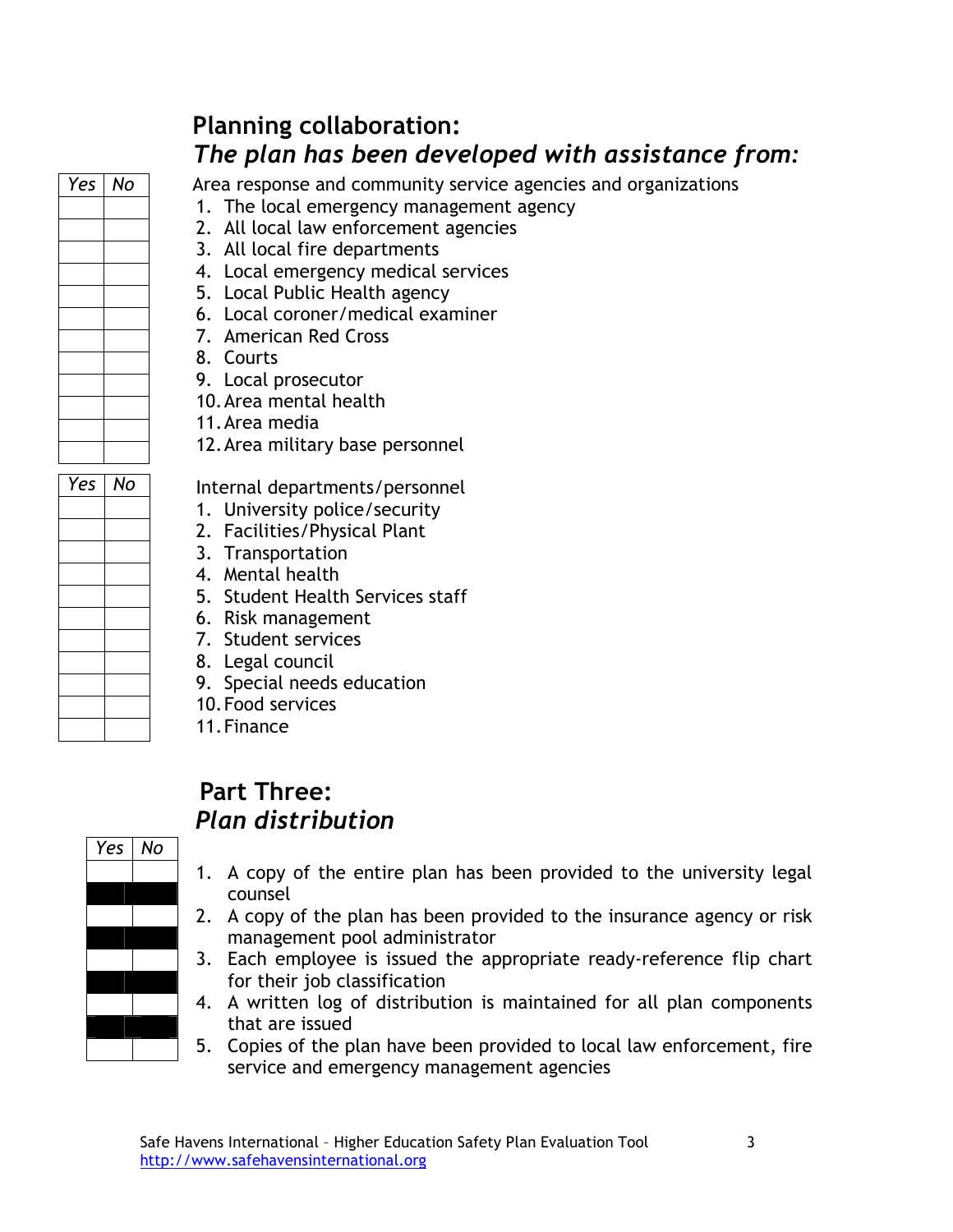## Planning collaboration:
## *The plan has been developed with assistance from:*

| Yes | No | Area response and community service agencies and organizations |
|---|---|---|
| | | 1. The local emergency management agency |
| | | 2. All local law enforcement agencies |
| | | 3. All local fire departments |
| | | 4. Local emergency medical services |
| | | 5. Local Public Health agency |
| | | 6. Local coroner/medical examiner |
| | | 7. American Red Cross |
| | | 8. Courts |
| | | 9. Local prosecutor |
| | | 10. Area mental health |
| | | 11. Area media |
| | | 12. Area military base personnel |

| Yes | No | Internal departments/personnel |
|---|---|---|
| | | 1. University police/security |
| | | 2. Facilities/Physical Plant |
| | | 3. Transportation |
| | | 4. Mental health |
| | | 5. Student Health Services staff |
| | | 6. Risk management |
| | | 7. Student services |
| | | 8. Legal council |
| | | 9. Special needs education |
| | | 10. Food services |
| | | 11. Finance |

## Part Three:
## *Plan distribution*

| Yes | No | |
|---|---|---|
| | | 1. A copy of the entire plan has been provided to the university legal counsel |
| | | 2. A copy of the plan has been provided to the insurance agency or risk management pool administrator |
| | | 3. Each employee is issued the appropriate ready-reference flip chart for their job classification |
| | | 4. A written log of distribution is maintained for all plan components that are issued |
| | | 5. Copies of the plan have been provided to local law enforcement, fire service and emergency management agencies |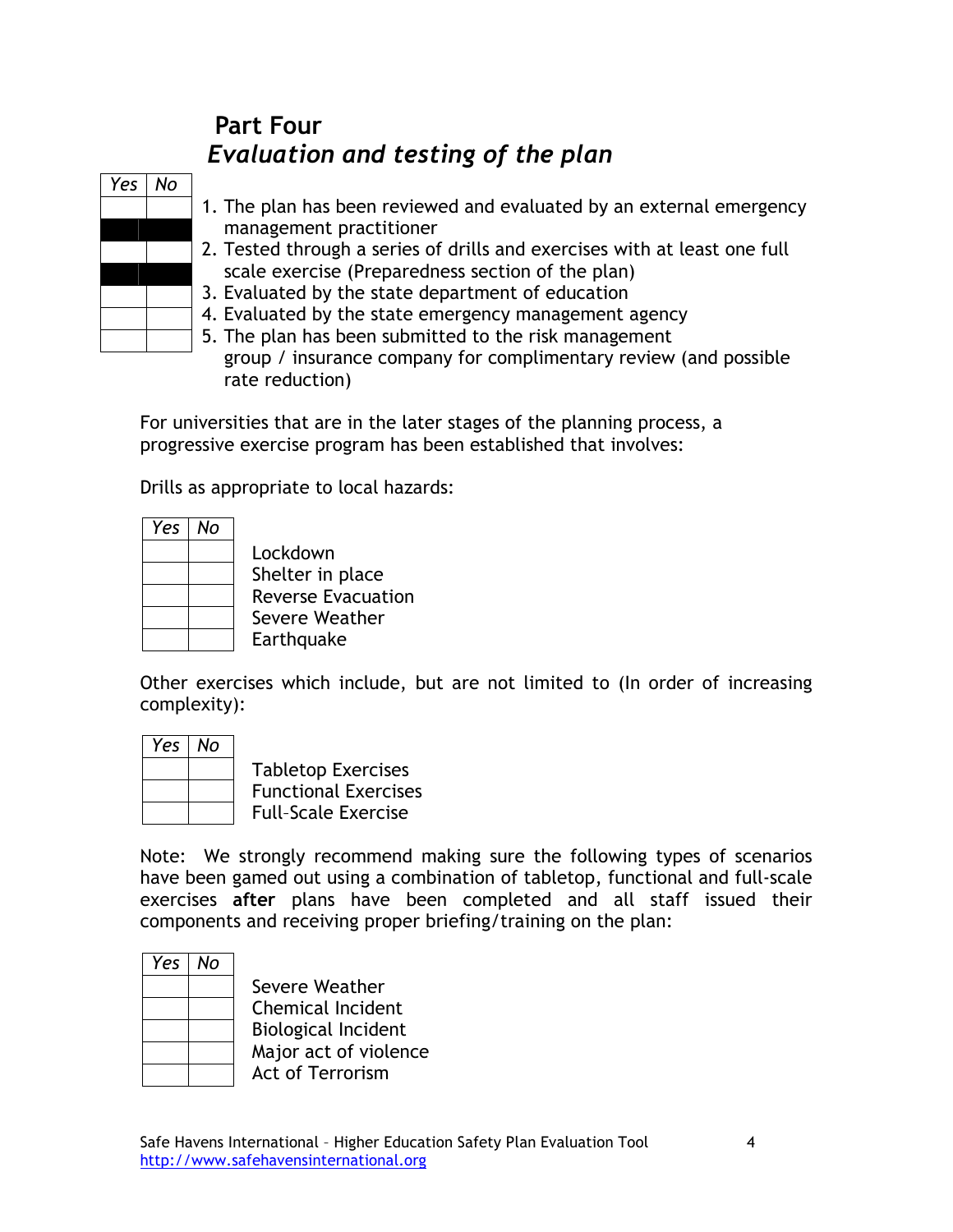## Part Four
### *Evaluation and testing of the plan*

| *Yes* | *No* | |
|---|---|---|
| | | 1. The plan has been reviewed and evaluated by an external emergency management practitioner |
| | | 2. Tested through a series of drills and exercises with at least one full scale exercise (Preparedness section of the plan) |
| | | 3. Evaluated by the state department of education |
| | | 4. Evaluated by the state emergency management agency |
| | | 5. The plan has been submitted to the risk management group / insurance company for complimentary review (and possible rate reduction) |

For universities that are in the later stages of the planning process, a progressive exercise program has been established that involves:

Drills as appropriate to local hazards:

| *Yes* | *No* | |
|---|---|---|
| | | Lockdown |
| | | Shelter in place |
| | | Reverse Evacuation |
| | | Severe Weather |
| | | Earthquake |

Other exercises which include, but are not limited to (In order of increasing complexity):

| *Yes* | *No* | |
|---|---|---|
| | | Tabletop Exercises |
| | | Functional Exercises |
| | | Full-Scale Exercise |

Note: We strongly recommend making sure the following types of scenarios have been gamed out using a combination of tabletop, functional and full-scale exercises **after** plans have been completed and all staff issued their components and receiving proper briefing/training on the plan:

| *Yes* | *No* | |
|---|---|---|
| | | Severe Weather |
| | | Chemical Incident |
| | | Biological Incident |
| | | Major act of violence |
| | | Act of Terrorism |